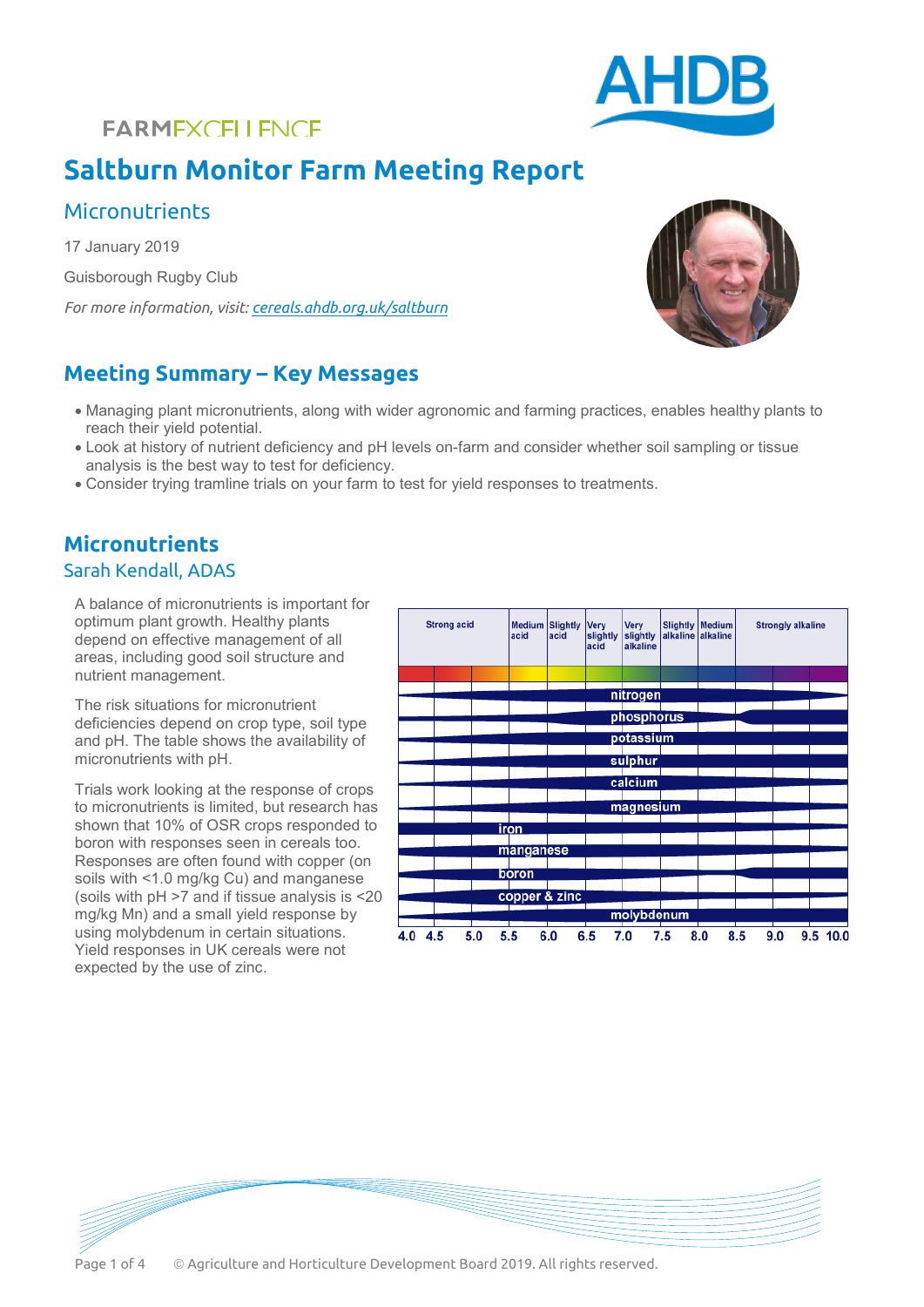FARMEXCELLENCE

# Saltburn Monitor Farm Meeting Report

## Micronutrients

17 January 2019

Guisborough Rugby Club

*For more information, visit: cereals.ahdb.org.uk/saltburn*

## Meeting Summary – Key Messages

- Managing plant micronutrients, along with wider agronomic and farming practices, enables healthy plants to reach their yield potential.
- Look at history of nutrient deficiency and pH levels on-farm and consider whether soil sampling or tissue analysis is the best way to test for deficiency.
- Consider trying tramline trials on your farm to test for yield responses to treatments.

## Micronutrients

### Sarah Kendall, ADAS

A balance of micronutrients is important for optimum plant growth. Healthy plants depend on effective management of all areas, including good soil structure and nutrient management.

The risk situations for micronutrient deficiencies depend on crop type, soil type and pH. The table shows the availability of micronutrients with pH.

Trials work looking at the response of crops to micronutrients is limited, but research has shown that 10% of OSR crops responded to boron with responses seen in cereals too. Responses are often found with copper (on soils with <1.0 mg/kg Cu) and manganese (soils with pH >7 and if tissue analysis is <20 mg/kg Mn) and a small yield response by using molybdenum in certain situations. Yield responses in UK cereals were not expected by the use of zinc.

Strong acid | Medium acid | Slightly acid | Very slightly acid | Very slightly alkaline | Slightly alkaline | Medium alkaline | Strongly alkaline

nitrogen
phosphorus
potassium
sulphur
calcium
magnesium
iron
manganese
boron
copper & zinc
molybdenum

4.0 4.5 5.0 5.5 6.0 6.5 7.0 7.5 8.0 8.5 9.0 9.5 10.0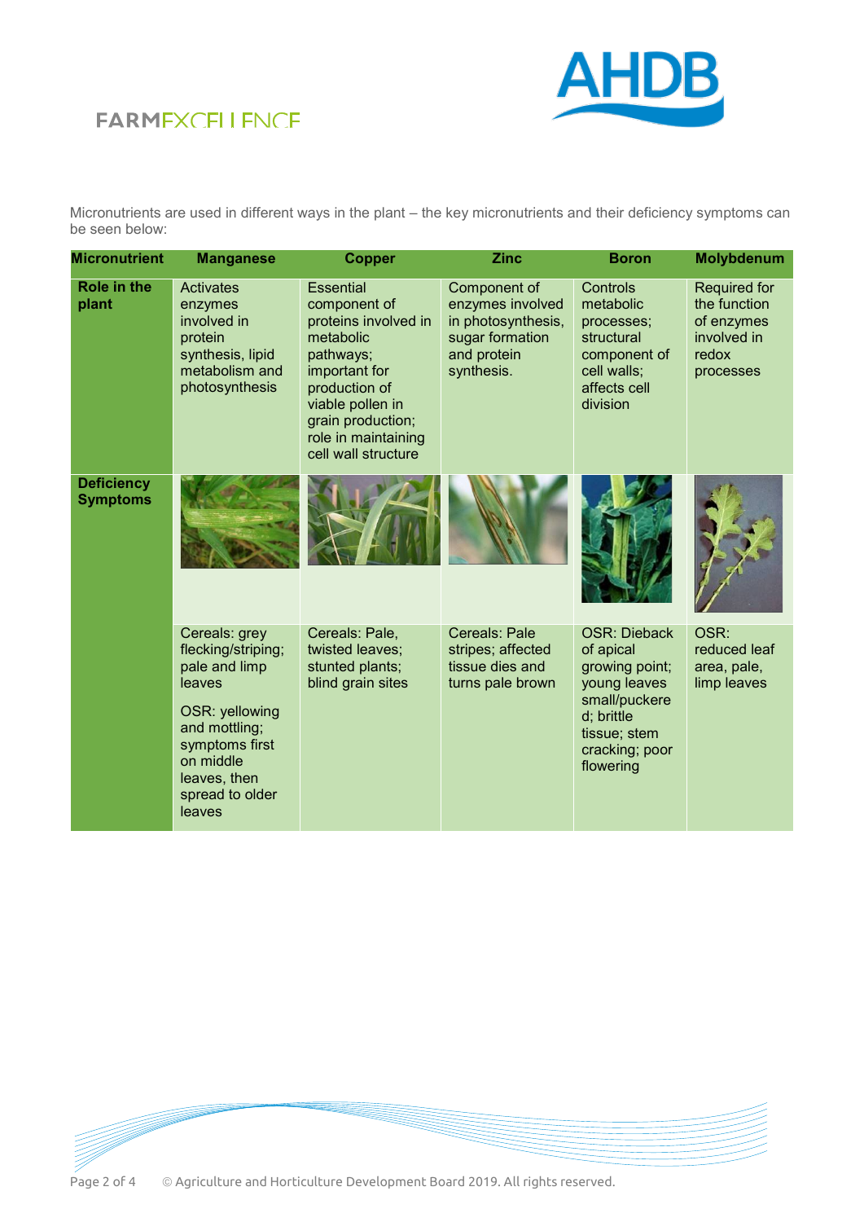Micronutrients are used in different ways in the plant – the key micronutrients and their deficiency symptoms can be seen below:

| Micronutrient | Manganese | Copper | Zinc | Boron | Molybdenum |
|---|---|---|---|---|---|
| **Role in the plant** | Activates enzymes involved in protein synthesis, lipid metabolism and photosynthesis | Essential component of proteins involved in metabolic pathways; important for production of viable pollen in grain production; role in maintaining cell wall structure | Component of enzymes involved in photosynthesis, sugar formation and protein synthesis. | Controls metabolic processes; structural component of cell walls; affects cell division | Required for the function of enzymes involved in redox processes |
| **Deficiency Symptoms** | Cereals: grey flecking/striping; pale and limp leaves<br><br>OSR: yellowing and mottling; symptoms first on middle leaves, then spread to older leaves | Cereals: Pale, twisted leaves; stunted plants; blind grain sites | Cereals: Pale stripes; affected tissue dies and turns pale brown | OSR: Dieback of apical growing point; young leaves small/puckered; brittle tissue; stem cracking; poor flowering | OSR: reduced leaf area, pale, limp leaves |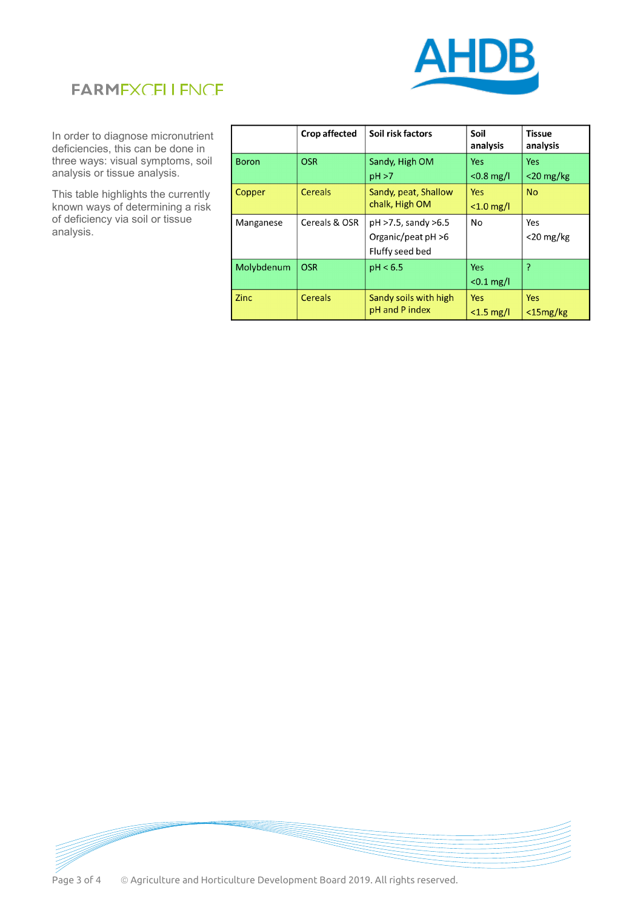In order to diagnose micronutrient deficiencies, this can be done in three ways: visual symptoms, soil analysis or tissue analysis.

This table highlights the currently known ways of determining a risk of deficiency via soil or tissue analysis.

| | Crop affected | Soil risk factors | Soil analysis | Tissue analysis |
|---|---|---|---|---|
| Boron | OSR | Sandy, High OM pH >7 | Yes <0.8 mg/l | Yes <20 mg/kg |
| Copper | Cereals | Sandy, peat, Shallow chalk, High OM | Yes <1.0 mg/l | No |
| Manganese | Cereals & OSR | pH >7.5, sandy >6.5 Organic/peat pH >6 Fluffy seed bed | No | Yes <20 mg/kg |
| Molybdenum | OSR | pH < 6.5 | Yes <0.1 mg/l | ? |
| Zinc | Cereals | Sandy soils with high pH and P index | Yes <1.5 mg/l | Yes <15mg/kg |

© Agriculture and Horticulture Development Board 2019. All rights reserved.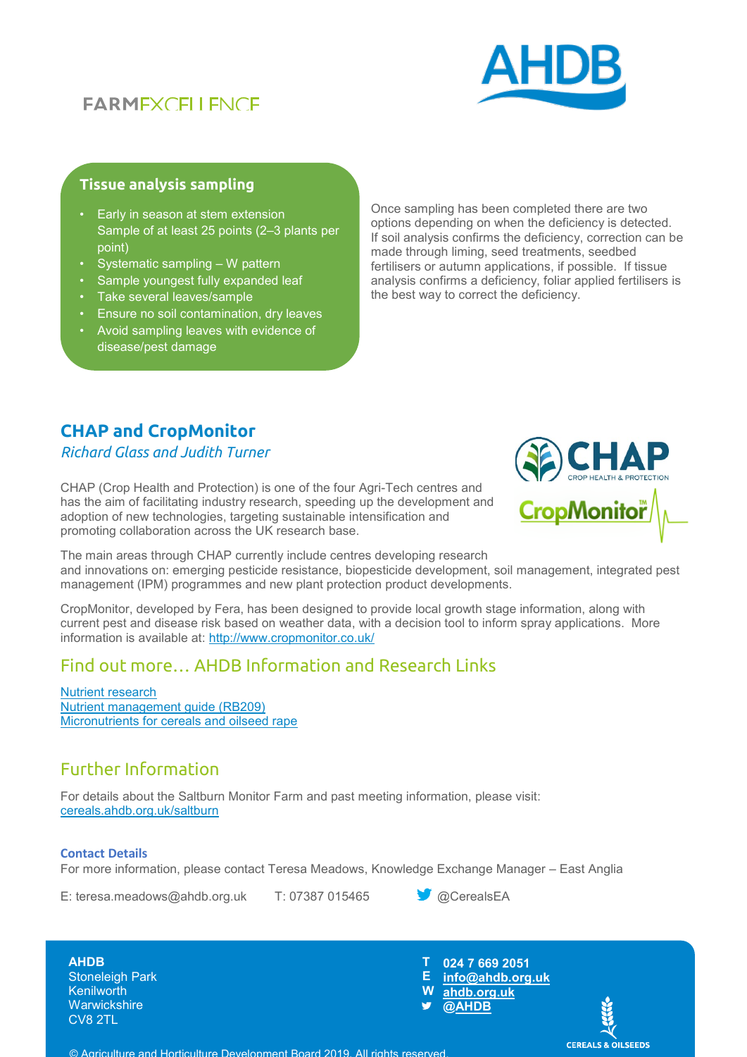## Tissue analysis sampling

- Early in season at stem extension Sample of at least 25 points (2–3 plants per point)
- Systematic sampling – W pattern
- Sample youngest fully expanded leaf
- Take several leaves/sample
- Ensure no soil contamination, dry leaves
- Avoid sampling leaves with evidence of disease/pest damage

Once sampling has been completed there are two options depending on when the deficiency is detected. If soil analysis confirms the deficiency, correction can be made through liming, seed treatments, seedbed fertilisers or autumn applications, if possible. If tissue analysis confirms a deficiency, foliar applied fertilisers is the best way to correct the deficiency.

## CHAP and CropMonitor

*Richard Glass and Judith Turner*

CHAP (Crop Health and Protection) is one of the four Agri-Tech centres and has the aim of facilitating industry research, speeding up the development and adoption of new technologies, targeting sustainable intensification and promoting collaboration across the UK research base.

The main areas through CHAP currently include centres developing research and innovations on: emerging pesticide resistance, biopesticide development, soil management, integrated pest management (IPM) programmes and new plant protection product developments.

CropMonitor, developed by Fera, has been designed to provide local growth stage information, along with current pest and disease risk based on weather data, with a decision tool to inform spray applications. More information is available at: http://www.cropmonitor.co.uk/

## Find out more… AHDB Information and Research Links

Nutrient research
Nutrient management guide (RB209)
Micronutrients for cereals and oilseed rape

## Further Information

For details about the Saltburn Monitor Farm and past meeting information, please visit:
cereals.ahdb.org.uk/saltburn

### Contact Details

For more information, please contact Teresa Meadows, Knowledge Exchange Manager – East Anglia

E: teresa.meadows@ahdb.org.uk T: 07387 015465 @CerealsEA

**AHDB**
Stoneleigh Park
Kenilworth
Warwickshire
CV8 2TL

**T** 024 7 669 2051
**E** info@ahdb.org.uk
**W** ahdb.org.uk
@AHDB

© Agriculture and Horticulture Development Board 2019. All rights reserved.